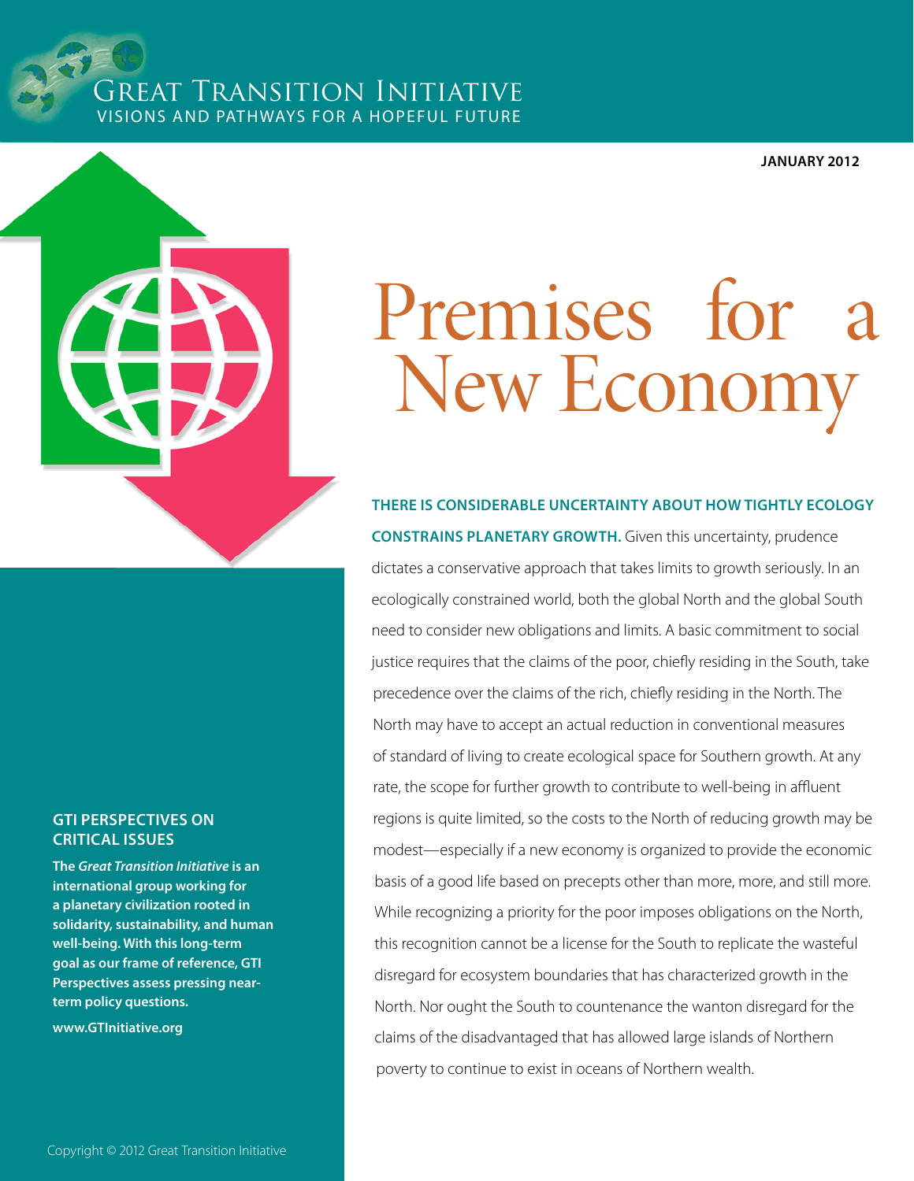# Great Transition Initiative

VISIONS AND PATHWAYS FOR A HOPEFUL FUTURE

JANUARY 2012

# Premises for a New Economy

**THERE IS CONSIDERABLE UNCERTAINTY ABOUT HOW TIGHTLY ECOLOGY CONSTRAINS PLANETARY GROWTH.** Given this uncertainty, prudence dictates a conservative approach that takes limits to growth seriously. In an ecologically constrained world, both the global North and the global South need to consider new obligations and limits. A basic commitment to social justice requires that the claims of the poor, chiefly residing in the South, take precedence over the claims of the rich, chiefly residing in the North. The North may have to accept an actual reduction in conventional measures of standard of living to create ecological space for Southern growth. At any rate, the scope for further growth to contribute to well-being in affluent regions is quite limited, so the costs to the North of reducing growth may be modest—especially if a new economy is organized to provide the economic basis of a good life based on precepts other than more, more, and still more. While recognizing a priority for the poor imposes obligations on the North, this recognition cannot be a license for the South to replicate the wasteful disregard for ecosystem boundaries that has characterized growth in the North. Nor ought the South to countenance the wanton disregard for the claims of the disadvantaged that has allowed large islands of Northern poverty to continue to exist in oceans of Northern wealth.

## GTI PERSPECTIVES ON CRITICAL ISSUES

**The *Great Transition Initiative* is an international group working for a planetary civilization rooted in solidarity, sustainability, and human well-being. With this long-term goal as our frame of reference, GTI Perspectives assess pressing near-term policy questions.**

**www.GTInitiative.org**

Copyright © 2012 Great Transition Initiative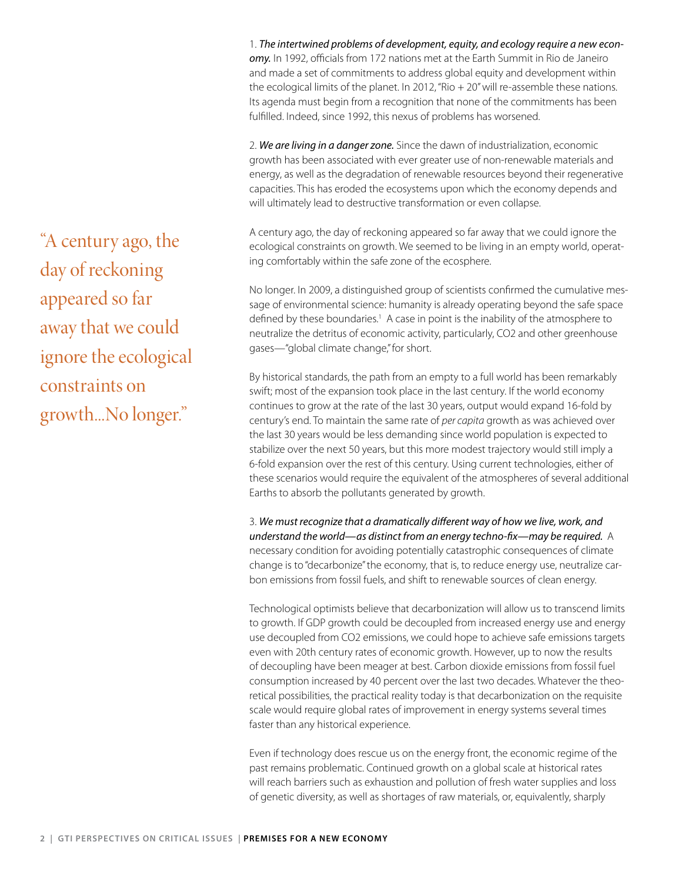1. *The intertwined problems of development, equity, and ecology require a new economy.* In 1992, officials from 172 nations met at the Earth Summit in Rio de Janeiro and made a set of commitments to address global equity and development within the ecological limits of the planet. In 2012, "Rio + 20" will re-assemble these nations. Its agenda must begin from a recognition that none of the commitments has been fulfilled. Indeed, since 1992, this nexus of problems has worsened.

2. *We are living in a danger zone.* Since the dawn of industrialization, economic growth has been associated with ever greater use of non-renewable materials and energy, as well as the degradation of renewable resources beyond their regenerative capacities. This has eroded the ecosystems upon which the economy depends and will ultimately lead to destructive transformation or even collapse.

A century ago, the day of reckoning appeared so far away that we could ignore the ecological constraints on growth. We seemed to be living in an empty world, operating comfortably within the safe zone of the ecosphere.

> "A century ago, the day of reckoning appeared so far away that we could ignore the ecological constraints on growth...No longer."

No longer. In 2009, a distinguished group of scientists confirmed the cumulative message of environmental science: humanity is already operating beyond the safe space defined by these boundaries.[1] A case in point is the inability of the atmosphere to neutralize the detritus of economic activity, particularly, $CO_2$ and other greenhouse gases—"global climate change," for short.

By historical standards, the path from an empty to a full world has been remarkably swift; most of the expansion took place in the last century. If the world economy continues to grow at the rate of the last 30 years, output would expand 16-fold by century's end. To maintain the same rate of *per capita* growth as was achieved over the last 30 years would be less demanding since world population is expected to stabilize over the next 50 years, but this more modest trajectory would still imply a 6-fold expansion over the rest of this century. Using current technologies, either of these scenarios would require the equivalent of the atmospheres of several additional Earths to absorb the pollutants generated by growth.

3. *We must recognize that a dramatically different way of how we live, work, and understand the world—as distinct from an energy techno-fix—may be required.* A necessary condition for avoiding potentially catastrophic consequences of climate change is to "decarbonize" the economy, that is, to reduce energy use, neutralize carbon emissions from fossil fuels, and shift to renewable sources of clean energy.

Technological optimists believe that decarbonization will allow us to transcend limits to growth. If GDP growth could be decoupled from increased energy use and energy use decoupled from $CO_2$ emissions, we could hope to achieve safe emissions targets even with 20th century rates of economic growth. However, up to now the results of decoupling have been meager at best. Carbon dioxide emissions from fossil fuel consumption increased by 40 percent over the last two decades. Whatever the theoretical possibilities, the practical reality today is that decarbonization on the requisite scale would require global rates of improvement in energy systems several times faster than any historical experience.

Even if technology does rescue us on the energy front, the economic regime of the past remains problematic. Continued growth on a global scale at historical rates will reach barriers such as exhaustion and pollution of fresh water supplies and loss of genetic diversity, as well as shortages of raw materials, or, equivalently, sharply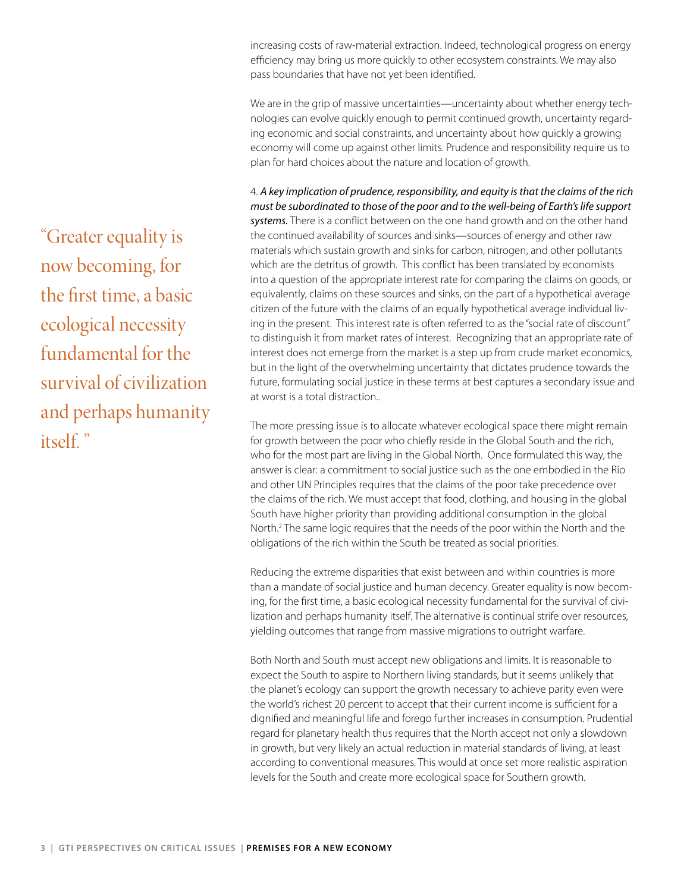increasing costs of raw-material extraction. Indeed, technological progress on energy efficiency may bring us more quickly to other ecosystem constraints. We may also pass boundaries that have not yet been identified.

We are in the grip of massive uncertainties—uncertainty about whether energy technologies can evolve quickly enough to permit continued growth, uncertainty regarding economic and social constraints, and uncertainty about how quickly a growing economy will come up against other limits. Prudence and responsibility require us to plan for hard choices about the nature and location of growth.

4. *A key implication of prudence, responsibility, and equity is that the claims of the rich must be subordinated to those of the poor and to the well-being of Earth's life support systems.* There is a conflict between on the one hand growth and on the other hand the continued availability of sources and sinks—sources of energy and other raw materials which sustain growth and sinks for carbon, nitrogen, and other pollutants which are the detritus of growth. This conflict has been translated by economists into a question of the appropriate interest rate for comparing the claims on goods, or equivalently, claims on these sources and sinks, on the part of a hypothetical average citizen of the future with the claims of an equally hypothetical average individual living in the present. This interest rate is often referred to as the "social rate of discount" to distinguish it from market rates of interest. Recognizing that an appropriate rate of interest does not emerge from the market is a step up from crude market economics, but in the light of the overwhelming uncertainty that dictates prudence towards the future, formulating social justice in these terms at best captures a secondary issue and at worst is a total distraction..

The more pressing issue is to allocate whatever ecological space there might remain for growth between the poor who chiefly reside in the Global South and the rich, who for the most part are living in the Global North. Once formulated this way, the answer is clear: a commitment to social justice such as the one embodied in the Rio and other UN Principles requires that the claims of the poor take precedence over the claims of the rich. We must accept that food, clothing, and housing in the global South have higher priority than providing additional consumption in the global North.[2] The same logic requires that the needs of the poor within the North and the obligations of the rich within the South be treated as social priorities.

Reducing the extreme disparities that exist between and within countries is more than a mandate of social justice and human decency. Greater equality is now becoming, for the first time, a basic ecological necessity fundamental for the survival of civilization and perhaps humanity itself. The alternative is continual strife over resources, yielding outcomes that range from massive migrations to outright warfare.

> "Greater equality is now becoming, for the first time, a basic ecological necessity fundamental for the survival of civilization and perhaps humanity itself."

Both North and South must accept new obligations and limits. It is reasonable to expect the South to aspire to Northern living standards, but it seems unlikely that the planet's ecology can support the growth necessary to achieve parity even were the world's richest 20 percent to accept that their current income is sufficient for a dignified and meaningful life and forego further increases in consumption. Prudential regard for planetary health thus requires that the North accept not only a slowdown in growth, but very likely an actual reduction in material standards of living, at least according to conventional measures. This would at once set more realistic aspiration levels for the South and create more ecological space for Southern growth.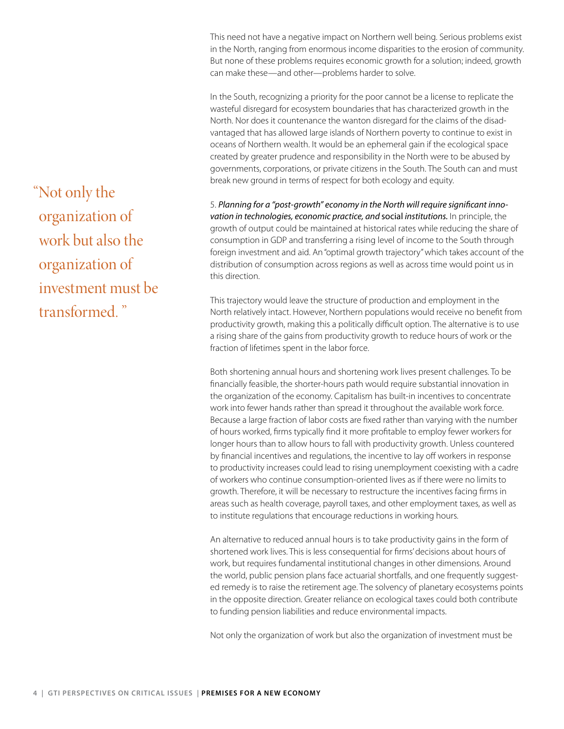This need not have a negative impact on Northern well being. Serious problems exist in the North, ranging from enormous income disparities to the erosion of community. But none of these problems requires economic growth for a solution; indeed, growth can make these—and other—problems harder to solve.

In the South, recognizing a priority for the poor cannot be a license to replicate the wasteful disregard for ecosystem boundaries that has characterized growth in the North. Nor does it countenance the wanton disregard for the claims of the disadvantaged that has allowed large islands of Northern poverty to continue to exist in oceans of Northern wealth. It would be an ephemeral gain if the ecological space created by greater prudence and responsibility in the North were to be abused by governments, corporations, or private citizens in the South. The South can and must break new ground in terms of respect for both ecology and equity.

> "Not only the organization of work but also the organization of investment must be transformed."

5. *Planning for a "post-growth" economy in the North will require significant innovation in technologies, economic practice, and* social *institutions.* In principle, the growth of output could be maintained at historical rates while reducing the share of consumption in GDP and transferring a rising level of income to the South through foreign investment and aid. An "optimal growth trajectory" which takes account of the distribution of consumption across regions as well as across time would point us in this direction.

This trajectory would leave the structure of production and employment in the North relatively intact. However, Northern populations would receive no benefit from productivity growth, making this a politically difficult option. The alternative is to use a rising share of the gains from productivity growth to reduce hours of work or the fraction of lifetimes spent in the labor force.

Both shortening annual hours and shortening work lives present challenges. To be financially feasible, the shorter-hours path would require substantial innovation in the organization of the economy. Capitalism has built-in incentives to concentrate work into fewer hands rather than spread it throughout the available work force. Because a large fraction of labor costs are fixed rather than varying with the number of hours worked, firms typically find it more profitable to employ fewer workers for longer hours than to allow hours to fall with productivity growth. Unless countered by financial incentives and regulations, the incentive to lay off workers in response to productivity increases could lead to rising unemployment coexisting with a cadre of workers who continue consumption-oriented lives as if there were no limits to growth. Therefore, it will be necessary to restructure the incentives facing firms in areas such as health coverage, payroll taxes, and other employment taxes, as well as to institute regulations that encourage reductions in working hours.

An alternative to reduced annual hours is to take productivity gains in the form of shortened work lives. This is less consequential for firms' decisions about hours of work, but requires fundamental institutional changes in other dimensions. Around the world, public pension plans face actuarial shortfalls, and one frequently suggested remedy is to raise the retirement age. The solvency of planetary ecosystems points in the opposite direction. Greater reliance on ecological taxes could both contribute to funding pension liabilities and reduce environmental impacts.

Not only the organization of work but also the organization of investment must be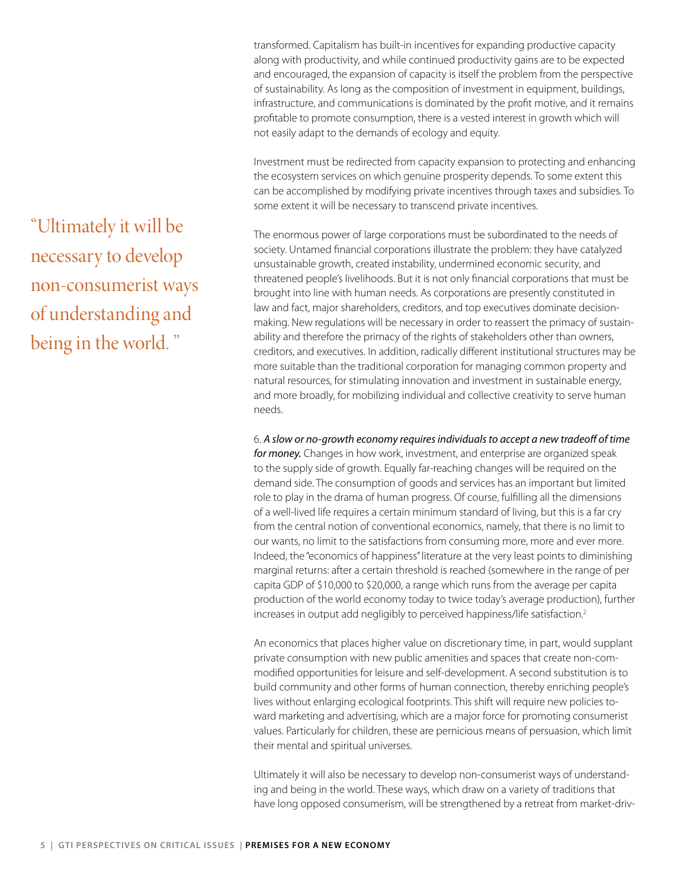transformed. Capitalism has built-in incentives for expanding productive capacity along with productivity, and while continued productivity gains are to be expected and encouraged, the expansion of capacity is itself the problem from the perspective of sustainability. As long as the composition of investment in equipment, buildings, infrastructure, and communications is dominated by the profit motive, and it remains profitable to promote consumption, there is a vested interest in growth which will not easily adapt to the demands of ecology and equity.

Investment must be redirected from capacity expansion to protecting and enhancing the ecosystem services on which genuine prosperity depends. To some extent this can be accomplished by modifying private incentives through taxes and subsidies. To some extent it will be necessary to transcend private incentives.

"Ultimately it will be necessary to develop non-consumerist ways of understanding and being in the world."

The enormous power of large corporations must be subordinated to the needs of society. Untamed financial corporations illustrate the problem: they have catalyzed unsustainable growth, created instability, undermined economic security, and threatened people's livelihoods. But it is not only financial corporations that must be brought into line with human needs. As corporations are presently constituted in law and fact, major shareholders, creditors, and top executives dominate decision-making. New regulations will be necessary in order to reassert the primacy of sustainability and therefore the primacy of the rights of stakeholders other than owners, creditors, and executives. In addition, radically different institutional structures may be more suitable than the traditional corporation for managing common property and natural resources, for stimulating innovation and investment in sustainable energy, and more broadly, for mobilizing individual and collective creativity to serve human needs.

6. ***A slow or no-growth economy requires individuals to accept a new tradeoff of time for money.*** Changes in how work, investment, and enterprise are organized speak to the supply side of growth. Equally far-reaching changes will be required on the demand side. The consumption of goods and services has an important but limited role to play in the drama of human progress. Of course, fulfilling all the dimensions of a well-lived life requires a certain minimum standard of living, but this is a far cry from the central notion of conventional economics, namely, that there is no limit to our wants, no limit to the satisfactions from consuming more, more and ever more. Indeed, the "economics of happiness" literature at the very least points to diminishing marginal returns: after a certain threshold is reached (somewhere in the range of per capita GDP of $10,000 to $20,000, a range which runs from the average per capita production of the world economy today to twice today's average production), further increases in output add negligibly to perceived happiness/life satisfaction.[2]

An economics that places higher value on discretionary time, in part, would supplant private consumption with new public amenities and spaces that create non-commodified opportunities for leisure and self-development. A second substitution is to build community and other forms of human connection, thereby enriching people's lives without enlarging ecological footprints. This shift will require new policies toward marketing and advertising, which are a major force for promoting consumerist values. Particularly for children, these are pernicious means of persuasion, which limit their mental and spiritual universes.

Ultimately it will also be necessary to develop non-consumerist ways of understanding and being in the world. These ways, which draw on a variety of traditions that have long opposed consumerism, will be strengthened by a retreat from market-driv-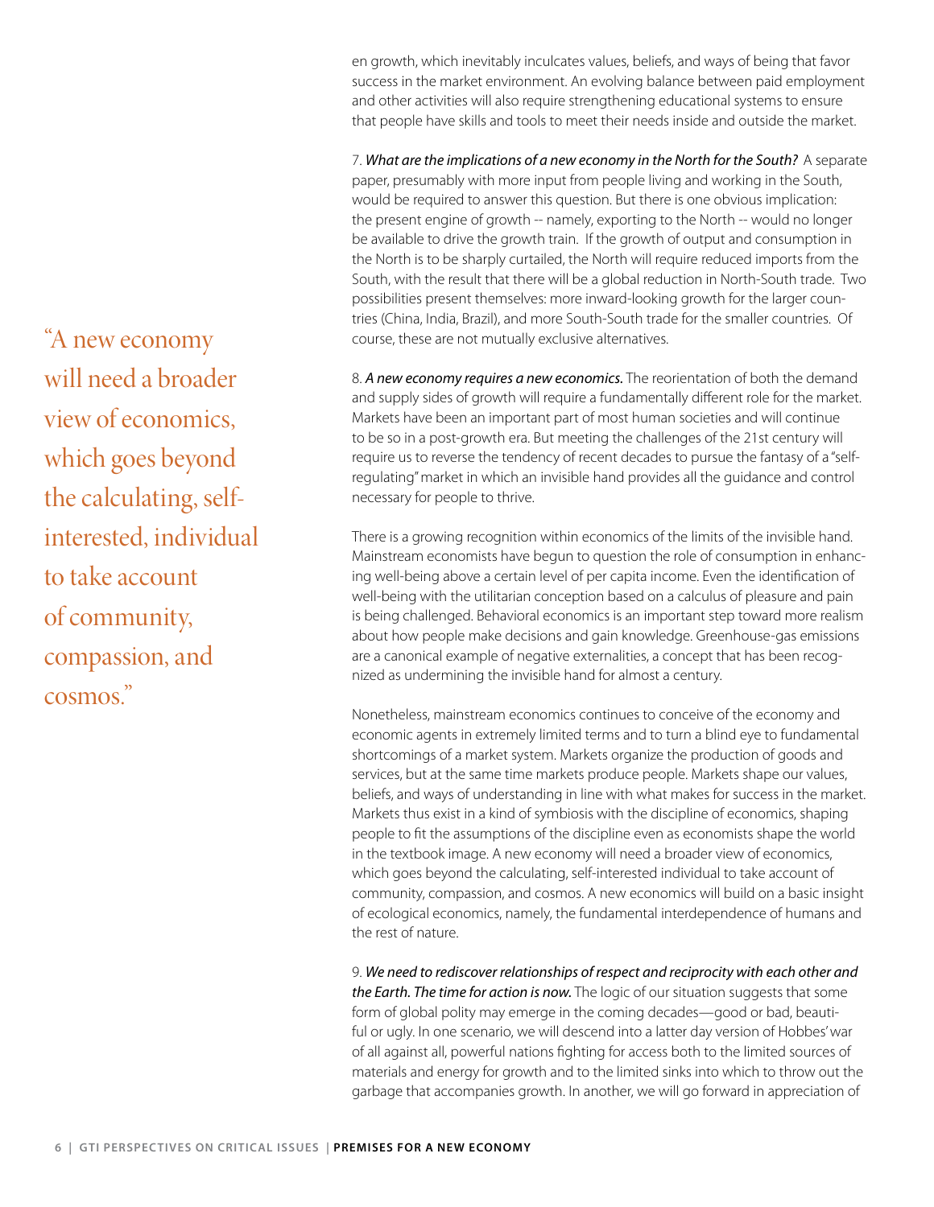en growth, which inevitably inculcates values, beliefs, and ways of being that favor success in the market environment. An evolving balance between paid employment and other activities will also require strengthening educational systems to ensure that people have skills and tools to meet their needs inside and outside the market.

7. *What are the implications of a new economy in the North for the South?* A separate paper, presumably with more input from people living and working in the South, would be required to answer this question. But there is one obvious implication: the present engine of growth -- namely, exporting to the North -- would no longer be available to drive the growth train. If the growth of output and consumption in the North is to be sharply curtailed, the North will require reduced imports from the South, with the result that there will be a global reduction in North-South trade. Two possibilities present themselves: more inward-looking growth for the larger countries (China, India, Brazil), and more South-South trade for the smaller countries. Of course, these are not mutually exclusive alternatives.

> "A new economy will need a broader view of economics, which goes beyond the calculating, self-interested, individual to take account of community, compassion, and cosmos."

8. *A new economy requires a new economics.* The reorientation of both the demand and supply sides of growth will require a fundamentally different role for the market. Markets have been an important part of most human societies and will continue to be so in a post-growth era. But meeting the challenges of the 21st century will require us to reverse the tendency of recent decades to pursue the fantasy of a "self-regulating" market in which an invisible hand provides all the guidance and control necessary for people to thrive.

There is a growing recognition within economics of the limits of the invisible hand. Mainstream economists have begun to question the role of consumption in enhancing well-being above a certain level of per capita income. Even the identification of well-being with the utilitarian conception based on a calculus of pleasure and pain is being challenged. Behavioral economics is an important step toward more realism about how people make decisions and gain knowledge. Greenhouse-gas emissions are a canonical example of negative externalities, a concept that has been recognized as undermining the invisible hand for almost a century.

Nonetheless, mainstream economics continues to conceive of the economy and economic agents in extremely limited terms and to turn a blind eye to fundamental shortcomings of a market system. Markets organize the production of goods and services, but at the same time markets produce people. Markets shape our values, beliefs, and ways of understanding in line with what makes for success in the market. Markets thus exist in a kind of symbiosis with the discipline of economics, shaping people to fit the assumptions of the discipline even as economists shape the world in the textbook image. A new economy will need a broader view of economics, which goes beyond the calculating, self-interested individual to take account of community, compassion, and cosmos. A new economics will build on a basic insight of ecological economics, namely, the fundamental interdependence of humans and the rest of nature.

9. *We need to rediscover relationships of respect and reciprocity with each other and the Earth. The time for action is now.* The logic of our situation suggests that some form of global polity may emerge in the coming decades—good or bad, beautiful or ugly. In one scenario, we will descend into a latter day version of Hobbes' war of all against all, powerful nations fighting for access both to the limited sources of materials and energy for growth and to the limited sinks into which to throw out the garbage that accompanies growth. In another, we will go forward in appreciation of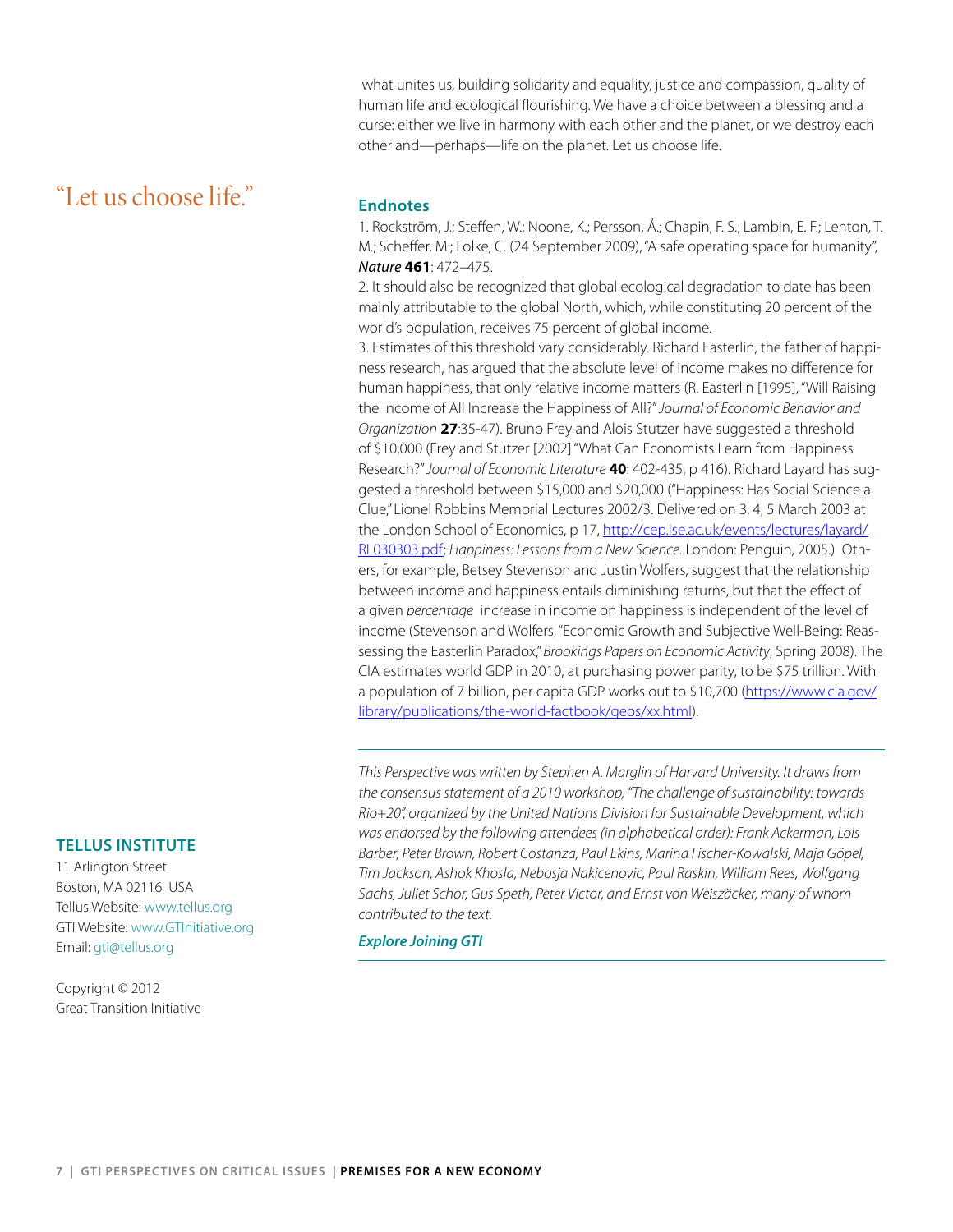what unites us, building solidarity and equality, justice and compassion, quality of human life and ecological flourishing. We have a choice between a blessing and a curse: either we live in harmony with each other and the planet, or we destroy each other and—perhaps—life on the planet. Let us choose life.

"Let us choose life."

## Endnotes

1. Rockström, J.; Steffen, W.; Noone, K.; Persson, Å.; Chapin, F. S.; Lambin, E. F.; Lenton, T. M.; Scheffer, M.; Folke, C. (24 September 2009), "A safe operating space for humanity", *Nature* **461**: 472–475.

2. It should also be recognized that global ecological degradation to date has been mainly attributable to the global North, which, while constituting 20 percent of the world's population, receives 75 percent of global income.

3. Estimates of this threshold vary considerably. Richard Easterlin, the father of happiness research, has argued that the absolute level of income makes no difference for human happiness, that only relative income matters (R. Easterlin [1995], "Will Raising the Income of All Increase the Happiness of All?" *Journal of Economic Behavior and Organization* **27**:35-47). Bruno Frey and Alois Stutzer have suggested a threshold of $10,000 (Frey and Stutzer [2002] "What Can Economists Learn from Happiness Research?" *Journal of Economic Literature* **40**: 402-435, p 416). Richard Layard has suggested a threshold between $15,000 and $20,000 ("Happiness: Has Social Science a Clue," Lionel Robbins Memorial Lectures 2002/3. Delivered on 3, 4, 5 March 2003 at the London School of Economics, p 17, http://cep.lse.ac.uk/events/lectures/layard/RL030303.pdf; *Happiness: Lessons from a New Science*. London: Penguin, 2005.) Others, for example, Betsey Stevenson and Justin Wolfers, suggest that the relationship between income and happiness entails diminishing returns, but that the effect of a given *percentage* increase in income on happiness is independent of the level of income (Stevenson and Wolfers, "Economic Growth and Subjective Well-Being: Reassessing the Easterlin Paradox," *Brookings Papers on Economic Activity*, Spring 2008). The CIA estimates world GDP in 2010, at purchasing power parity, to be $75 trillion. With a population of 7 billion, per capita GDP works out to $10,700 (https://www.cia.gov/library/publications/the-world-factbook/geos/xx.html).

---

*This Perspective was written by Stephen A. Marglin of Harvard University. It draws from the consensus statement of a 2010 workshop, "The challenge of sustainability: towards Rio+20", organized by the United Nations Division for Sustainable Development, which was endorsed by the following attendees (in alphabetical order): Frank Ackerman, Lois Barber, Peter Brown, Robert Costanza, Paul Ekins, Marina Fischer-Kowalski, Maja Göpel, Tim Jackson, Ashok Khosla, Nebosja Nakicenovic, Paul Raskin, William Rees, Wolfgang Sachs, Juliet Schor, Gus Speth, Peter Victor, and Ernst von Weiszäcker, many of whom contributed to the text.*

***Explore Joining GTI***

---

**TELLUS INSTITUTE**

11 Arlington Street
Boston, MA 02116 USA
Tellus Website: www.tellus.org
GTI Website: www.GTInitiative.org
Email: gti@tellus.org

Copyright © 2012
Great Transition Initiative